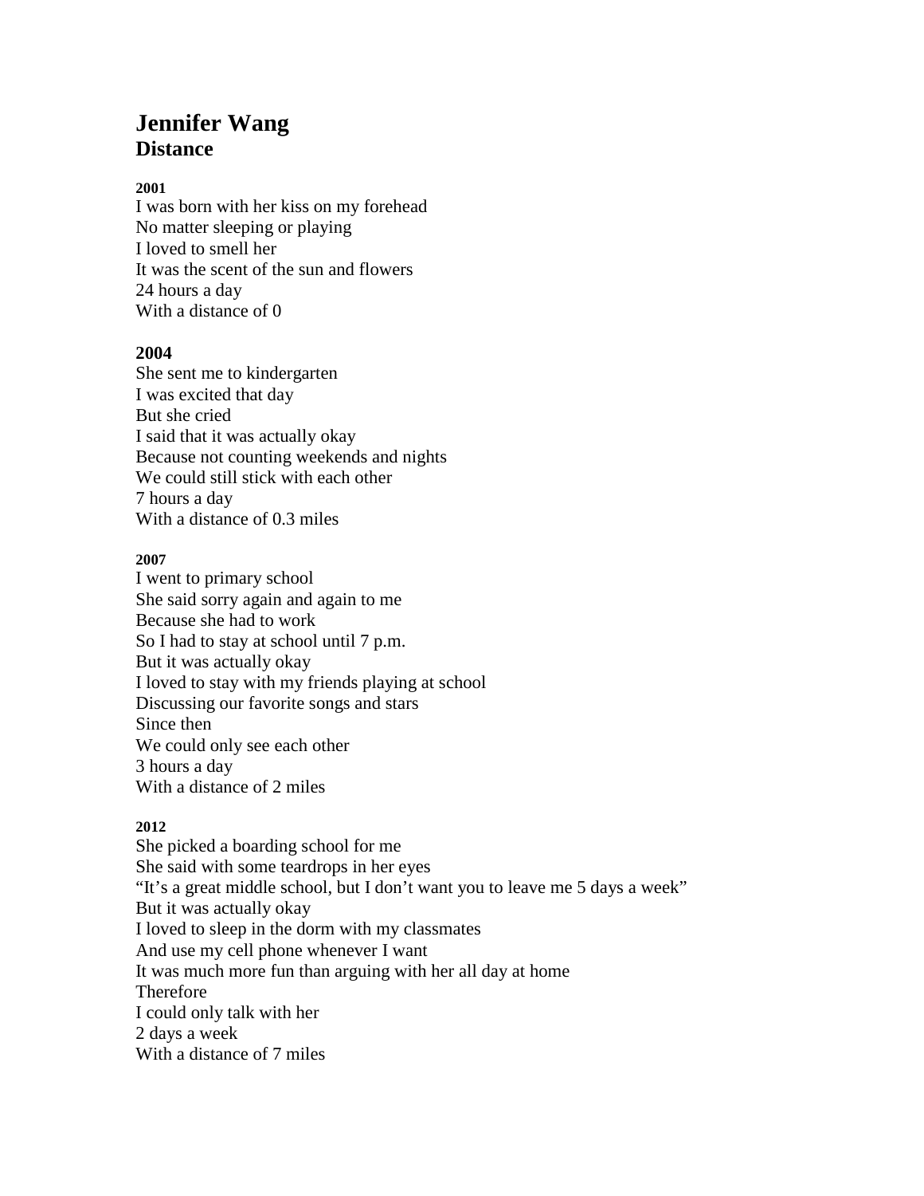# Jennifer Wang
## Distance

**2001**

I was born with her kiss on my forehead
No matter sleeping or playing
I loved to smell her
It was the scent of the sun and flowers
24 hours a day
With a distance of 0

**2004**

She sent me to kindergarten
I was excited that day
But she cried
I said that it was actually okay
Because not counting weekends and nights
We could still stick with each other
7 hours a day
With a distance of 0.3 miles

**2007**

I went to primary school
She said sorry again and again to me
Because she had to work
So I had to stay at school until 7 p.m.
But it was actually okay
I loved to stay with my friends playing at school
Discussing our favorite songs and stars
Since then
We could only see each other
3 hours a day
With a distance of 2 miles

**2012**

She picked a boarding school for me
She said with some teardrops in her eyes
"It's a great middle school, but I don't want you to leave me 5 days a week"
But it was actually okay
I loved to sleep in the dorm with my classmates
And use my cell phone whenever I want
It was much more fun than arguing with her all day at home
Therefore
I could only talk with her
2 days a week
With a distance of 7 miles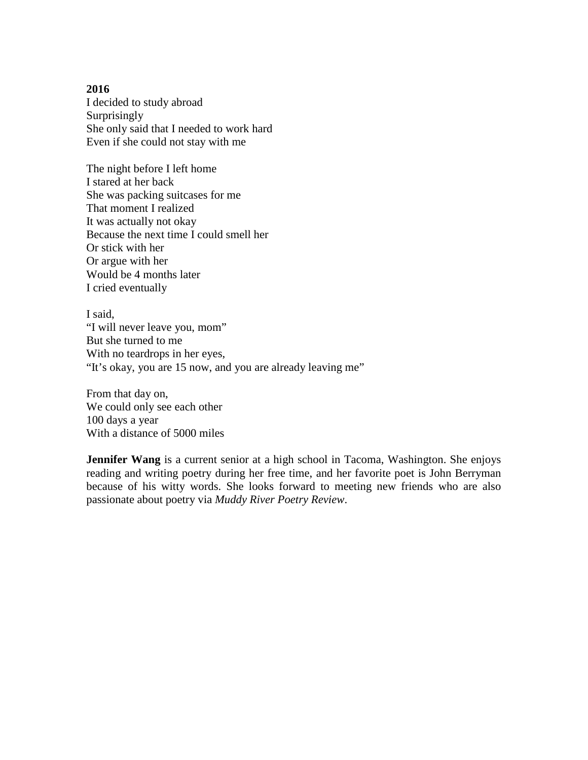**2016**

I decided to study abroad
Surprisingly
She only said that I needed to work hard
Even if she could not stay with me

The night before I left home
I stared at her back
She was packing suitcases for me
That moment I realized
It was actually not okay
Because the next time I could smell her
Or stick with her
Or argue with her
Would be 4 months later
I cried eventually

I said,
"I will never leave you, mom"
But she turned to me
With no teardrops in her eyes,
"It's okay, you are 15 now, and you are already leaving me"

From that day on,
We could only see each other
100 days a year
With a distance of 5000 miles

**Jennifer Wang** is a current senior at a high school in Tacoma, Washington. She enjoys reading and writing poetry during her free time, and her favorite poet is John Berryman because of his witty words. She looks forward to meeting new friends who are also passionate about poetry via *Muddy River Poetry Review*.